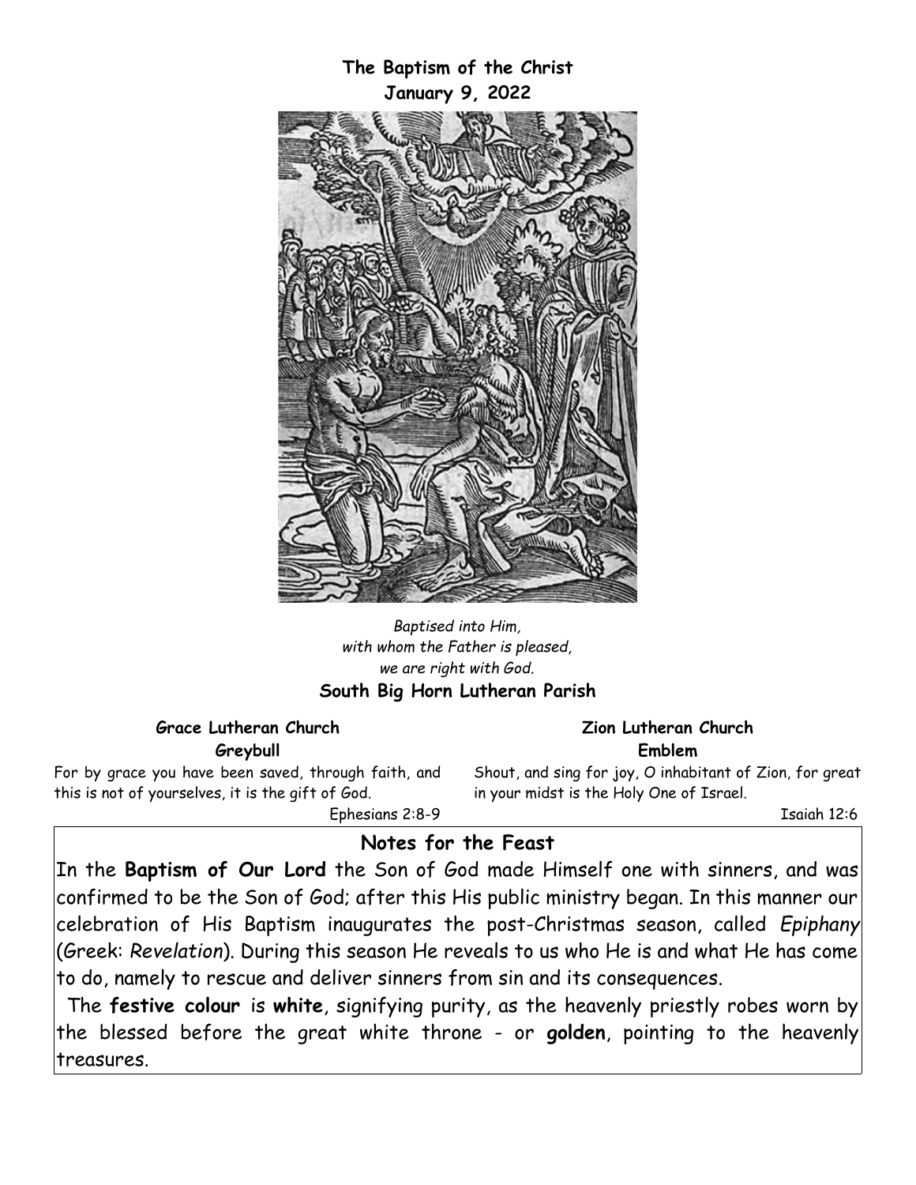**The Baptism of the Christ**
**January 9, 2022**

*Baptised into Him,*
*with whom the Father is pleased,*
*we are right with God.*

**South Big Horn Lutheran Parish**

**Grace Lutheran Church**
**Greybull**

For by grace you have been saved, through faith, and this is not of yourselves, it is the gift of God.

Ephesians 2:8-9

**Zion Lutheran Church**
**Emblem**

Shout, and sing for joy, O inhabitant of Zion, for great in your midst is the Holy One of Israel.

Isaiah 12:6

## Notes for the Feast

In the **Baptism of Our Lord** the Son of God made Himself one with sinners, and was confirmed to be the Son of God; after this His public ministry began. In this manner our celebration of His Baptism inaugurates the post-Christmas season, called *Epiphany* (Greek: *Revelation*). During this season He reveals to us who He is and what He has come to do, namely to rescue and deliver sinners from sin and its consequences.

The **festive colour** is **white**, signifying purity, as the heavenly priestly robes worn by the blessed before the great white throne - or **golden**, pointing to the heavenly treasures.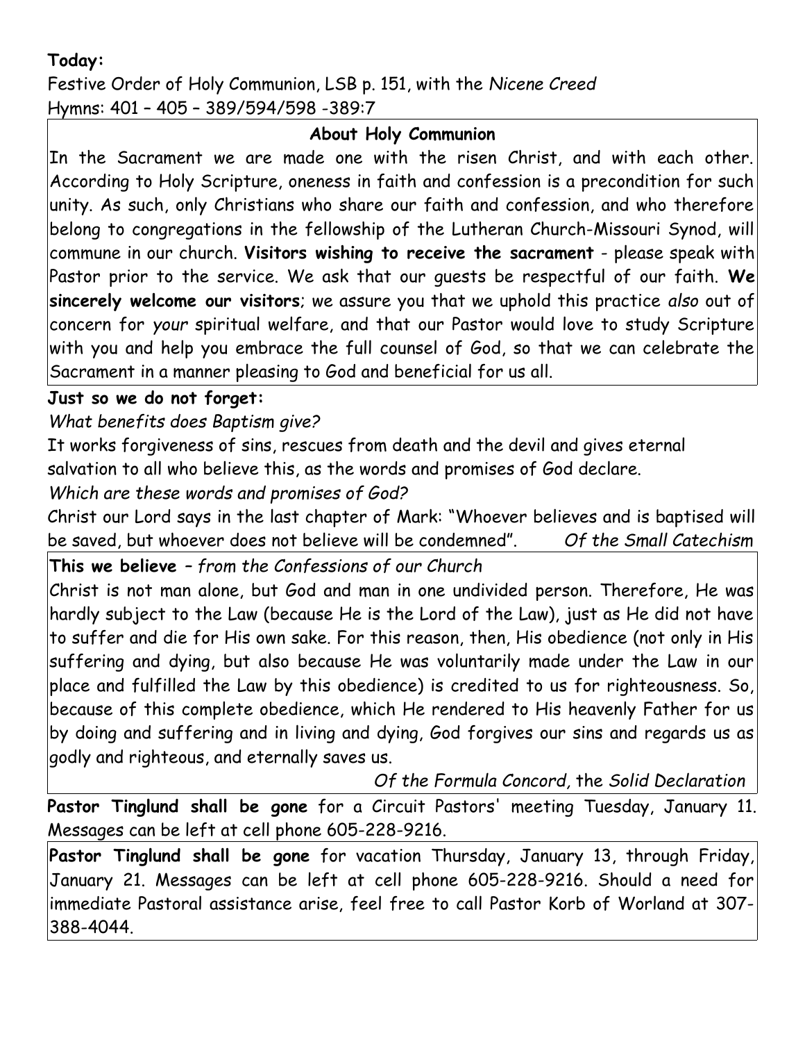**Today:**
Festive Order of Holy Communion, LSB p. 151, with the *Nicene Creed*
Hymns: 401 – 405 – 389/594/598 -389:7

**About Holy Communion**

In the Sacrament we are made one with the risen Christ, and with each other. According to Holy Scripture, oneness in faith and confession is a precondition for such unity. As such, only Christians who share our faith and confession, and who therefore belong to congregations in the fellowship of the Lutheran Church-Missouri Synod, will commune in our church. **Visitors wishing to receive the sacrament** - please speak with Pastor prior to the service. We ask that our guests be respectful of our faith. **We sincerely welcome our visitors**; we assure you that we uphold this practice *also* out of concern for *your* spiritual welfare, and that our Pastor would love to study Scripture with you and help you embrace the full counsel of God, so that we can celebrate the Sacrament in a manner pleasing to God and beneficial for us all.

**Just so we do not forget:**

*What benefits does Baptism give?*

It works forgiveness of sins, rescues from death and the devil and gives eternal salvation to all who believe this, as the words and promises of God declare.

*Which are these words and promises of God?*

Christ our Lord says in the last chapter of Mark: "Whoever believes and is baptised will be saved, but whoever does not believe will be condemned". *Of the Small Catechism*

**This we believe** – *from the Confessions of our Church*

Christ is not man alone, but God and man in one undivided person. Therefore, He was hardly subject to the Law (because He is the Lord of the Law), just as He did not have to suffer and die for His own sake. For this reason, then, His obedience (not only in His suffering and dying, but also because He was voluntarily made under the Law in our place and fulfilled the Law by this obedience) is credited to us for righteousness. So, because of this complete obedience, which He rendered to His heavenly Father for us by doing and suffering and in living and dying, God forgives our sins and regards us as godly and righteous, and eternally saves us.

*Of the Formula Concord,* the *Solid Declaration*

**Pastor Tinglund shall be gone** for a Circuit Pastors' meeting Tuesday, January 11. Messages can be left at cell phone 605-228-9216.

**Pastor Tinglund shall be gone** for vacation Thursday, January 13, through Friday, January 21. Messages can be left at cell phone 605-228-9216. Should a need for immediate Pastoral assistance arise, feel free to call Pastor Korb of Worland at 307-388-4044.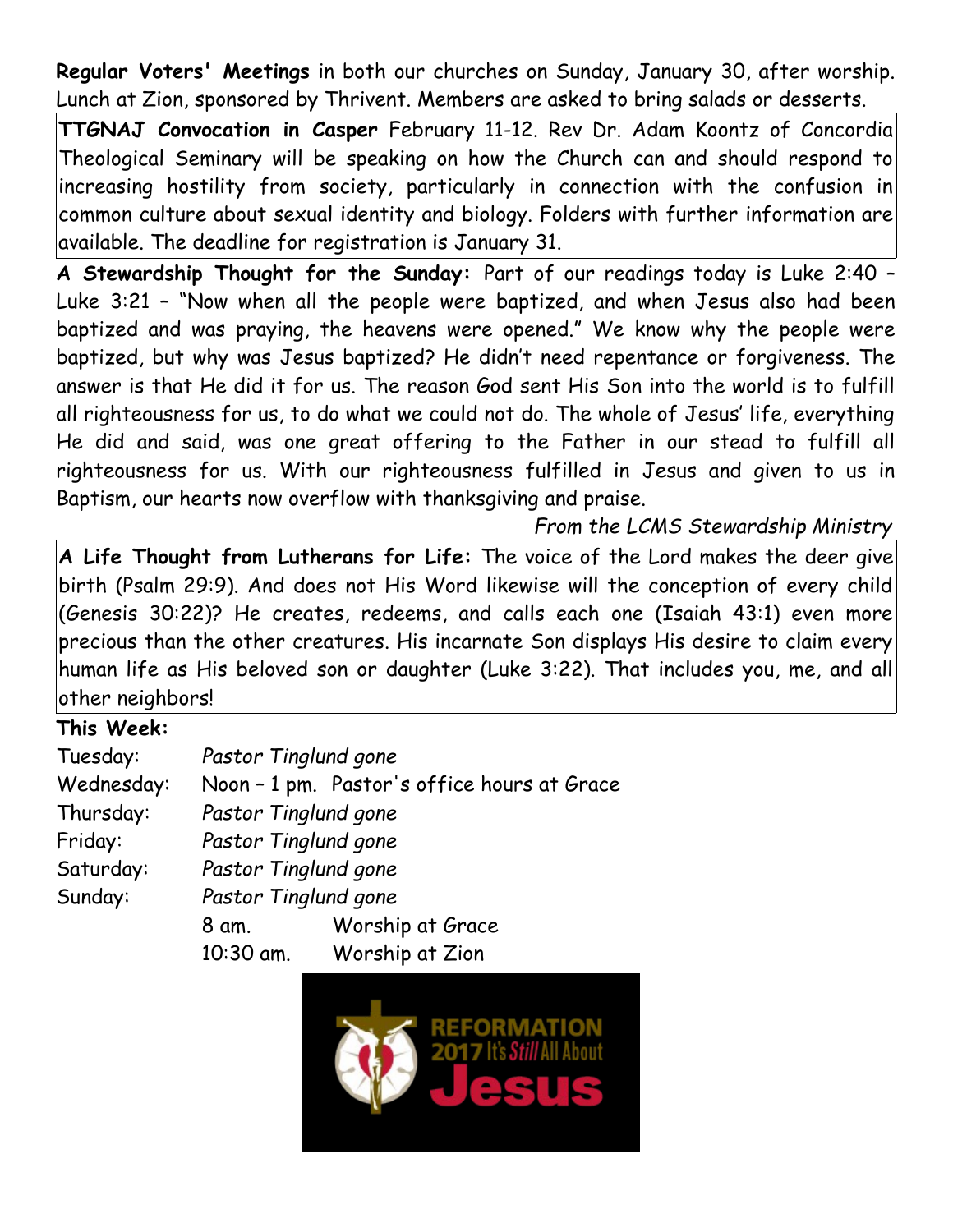**Regular Voters' Meetings** in both our churches on Sunday, January 30, after worship. Lunch at Zion, sponsored by Thrivent. Members are asked to bring salads or desserts.

**TTGNAJ Convocation in Casper** February 11-12. Rev Dr. Adam Koontz of Concordia Theological Seminary will be speaking on how the Church can and should respond to increasing hostility from society, particularly in connection with the confusion in common culture about sexual identity and biology. Folders with further information are available. The deadline for registration is January 31.

**A Stewardship Thought for the Sunday:** Part of our readings today is Luke 2:40 – Luke 3:21 – "Now when all the people were baptized, and when Jesus also had been baptized and was praying, the heavens were opened." We know why the people were baptized, but why was Jesus baptized? He didn't need repentance or forgiveness. The answer is that He did it for us. The reason God sent His Son into the world is to fulfill all righteousness for us, to do what we could not do. The whole of Jesus' life, everything He did and said, was one great offering to the Father in our stead to fulfill all righteousness for us. With our righteousness fulfilled in Jesus and given to us in Baptism, our hearts now overflow with thanksgiving and praise.

*From the LCMS Stewardship Ministry*

**A Life Thought from Lutherans for Life:** The voice of the Lord makes the deer give birth (Psalm 29:9). And does not His Word likewise will the conception of every child (Genesis 30:22)? He creates, redeems, and calls each one (Isaiah 43:1) even more precious than the other creatures. His incarnate Son displays His desire to claim every human life as His beloved son or daughter (Luke 3:22). That includes you, me, and all other neighbors!

**This Week:**

| | | |
|---|---|---|
| Tuesday: | *Pastor Tinglund gone* | |
| Wednesday: | Noon – 1 pm. Pastor's office hours at Grace | |
| Thursday: | *Pastor Tinglund gone* | |
| Friday: | *Pastor Tinglund gone* | |
| Saturday: | *Pastor Tinglund gone* | |
| Sunday: | *Pastor Tinglund gone* | |
| | 8 am. | Worship at Grace |
| | 10:30 am. | Worship at Zion |

REFORMATION 2017 It's *Still* All About Jesus